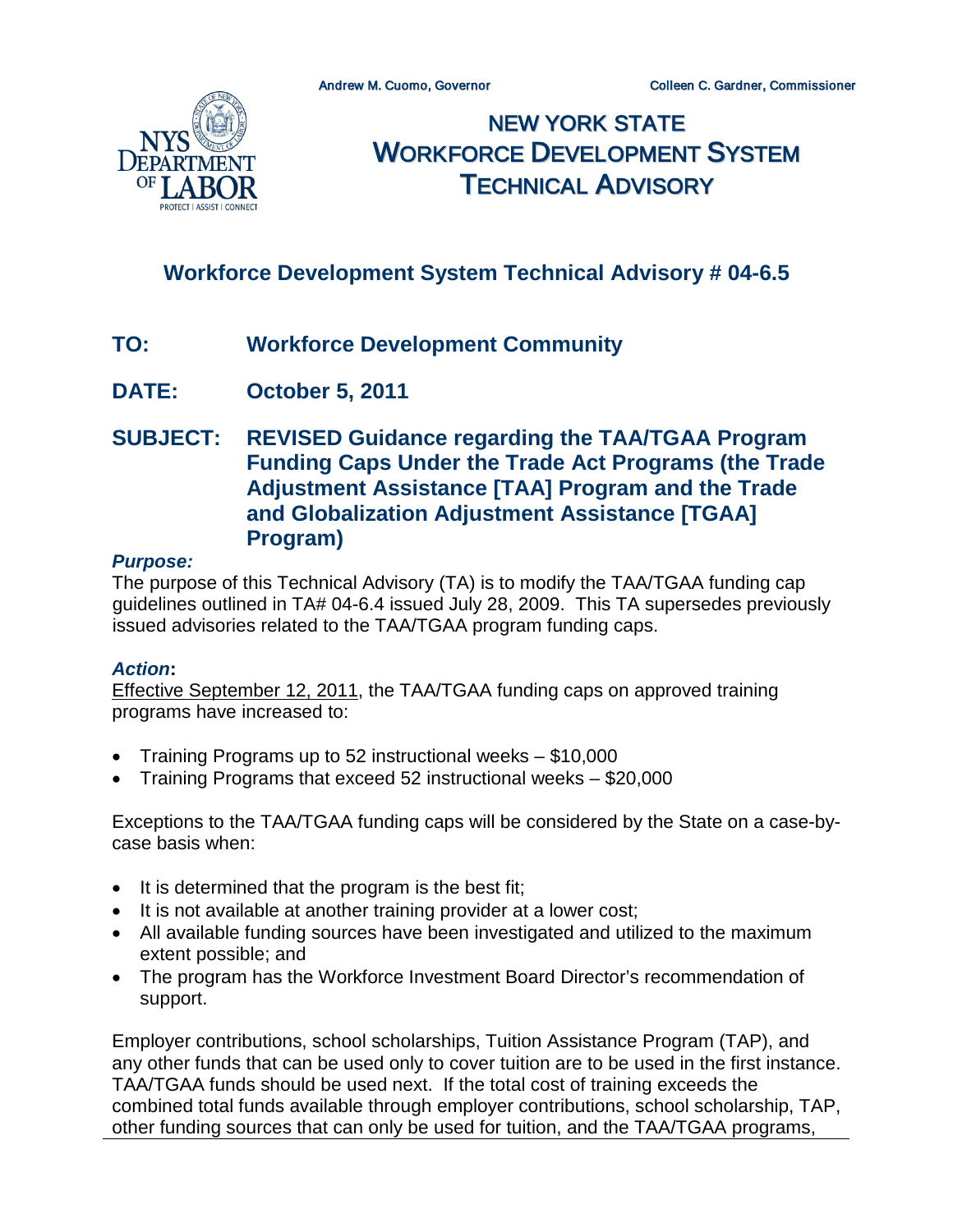Andrew M. Cuomo, Governor Colleen C. Gardner, Commissioner

# NEW YORK STATE WORKFORCE DEVELOPMENT SYSTEM TECHNICAL ADVISORY

## Workforce Development System Technical Advisory # 04-6.5

**TO:** **Workforce Development Community**

**DATE:** **October 5, 2011**

**SUBJECT:** **REVISED Guidance regarding the TAA/TGAA Program Funding Caps Under the Trade Act Programs (the Trade Adjustment Assistance [TAA] Program and the Trade and Globalization Adjustment Assistance [TGAA] Program)**

***Purpose:***

The purpose of this Technical Advisory (TA) is to modify the TAA/TGAA funding cap guidelines outlined in TA# 04-6.4 issued July 28, 2009. This TA supersedes previously issued advisories related to the TAA/TGAA program funding caps.

***Action*:**

Effective September 12, 2011, the TAA/TGAA funding caps on approved training programs have increased to:

- Training Programs up to 52 instructional weeks – $10,000
- Training Programs that exceed 52 instructional weeks – $20,000

Exceptions to the TAA/TGAA funding caps will be considered by the State on a case-by-case basis when:

- It is determined that the program is the best fit;
- It is not available at another training provider at a lower cost;
- All available funding sources have been investigated and utilized to the maximum extent possible; and
- The program has the Workforce Investment Board Director's recommendation of support.

Employer contributions, school scholarships, Tuition Assistance Program (TAP), and any other funds that can be used only to cover tuition are to be used in the first instance. TAA/TGAA funds should be used next. If the total cost of training exceeds the combined total funds available through employer contributions, school scholarship, TAP, other funding sources that can only be used for tuition, and the TAA/TGAA programs,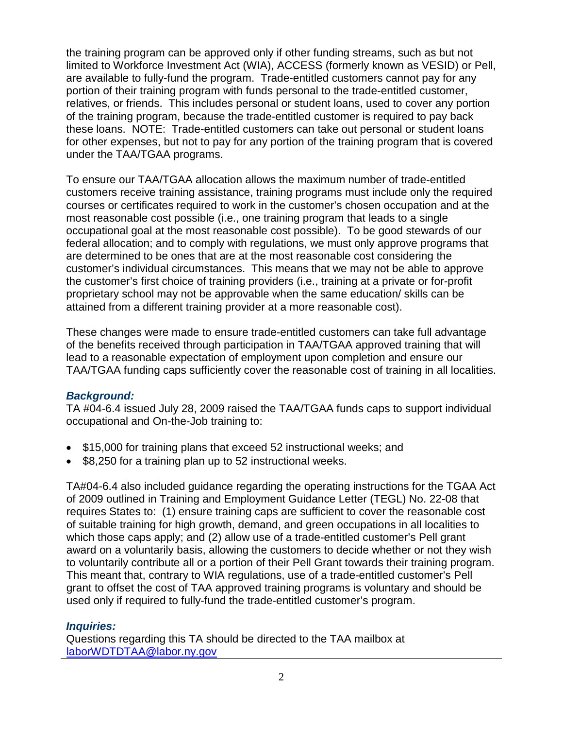the training program can be approved only if other funding streams, such as but not limited to Workforce Investment Act (WIA), ACCESS (formerly known as VESID) or Pell, are available to fully-fund the program. Trade-entitled customers cannot pay for any portion of their training program with funds personal to the trade-entitled customer, relatives, or friends. This includes personal or student loans, used to cover any portion of the training program, because the trade-entitled customer is required to pay back these loans. NOTE: Trade-entitled customers can take out personal or student loans for other expenses, but not to pay for any portion of the training program that is covered under the TAA/TGAA programs.

To ensure our TAA/TGAA allocation allows the maximum number of trade-entitled customers receive training assistance, training programs must include only the required courses or certificates required to work in the customer's chosen occupation and at the most reasonable cost possible (i.e., one training program that leads to a single occupational goal at the most reasonable cost possible). To be good stewards of our federal allocation; and to comply with regulations, we must only approve programs that are determined to be ones that are at the most reasonable cost considering the customer's individual circumstances. This means that we may not be able to approve the customer's first choice of training providers (i.e., training at a private or for-profit proprietary school may not be approvable when the same education/ skills can be attained from a different training provider at a more reasonable cost).

These changes were made to ensure trade-entitled customers can take full advantage of the benefits received through participation in TAA/TGAA approved training that will lead to a reasonable expectation of employment upon completion and ensure our TAA/TGAA funding caps sufficiently cover the reasonable cost of training in all localities.

### *Background:*

TA #04-6.4 issued July 28, 2009 raised the TAA/TGAA funds caps to support individual occupational and On-the-Job training to:

- $15,000 for training plans that exceed 52 instructional weeks; and
- $8,250 for a training plan up to 52 instructional weeks.

TA#04-6.4 also included guidance regarding the operating instructions for the TGAA Act of 2009 outlined in Training and Employment Guidance Letter (TEGL) No. 22-08 that requires States to: (1) ensure training caps are sufficient to cover the reasonable cost of suitable training for high growth, demand, and green occupations in all localities to which those caps apply; and (2) allow use of a trade-entitled customer's Pell grant award on a voluntarily basis, allowing the customers to decide whether or not they wish to voluntarily contribute all or a portion of their Pell Grant towards their training program. This meant that, contrary to WIA regulations, use of a trade-entitled customer's Pell grant to offset the cost of TAA approved training programs is voluntary and should be used only if required to fully-fund the trade-entitled customer's program.

### *Inquiries:*

Questions regarding this TA should be directed to the TAA mailbox at laborWDTDTAA@labor.ny.gov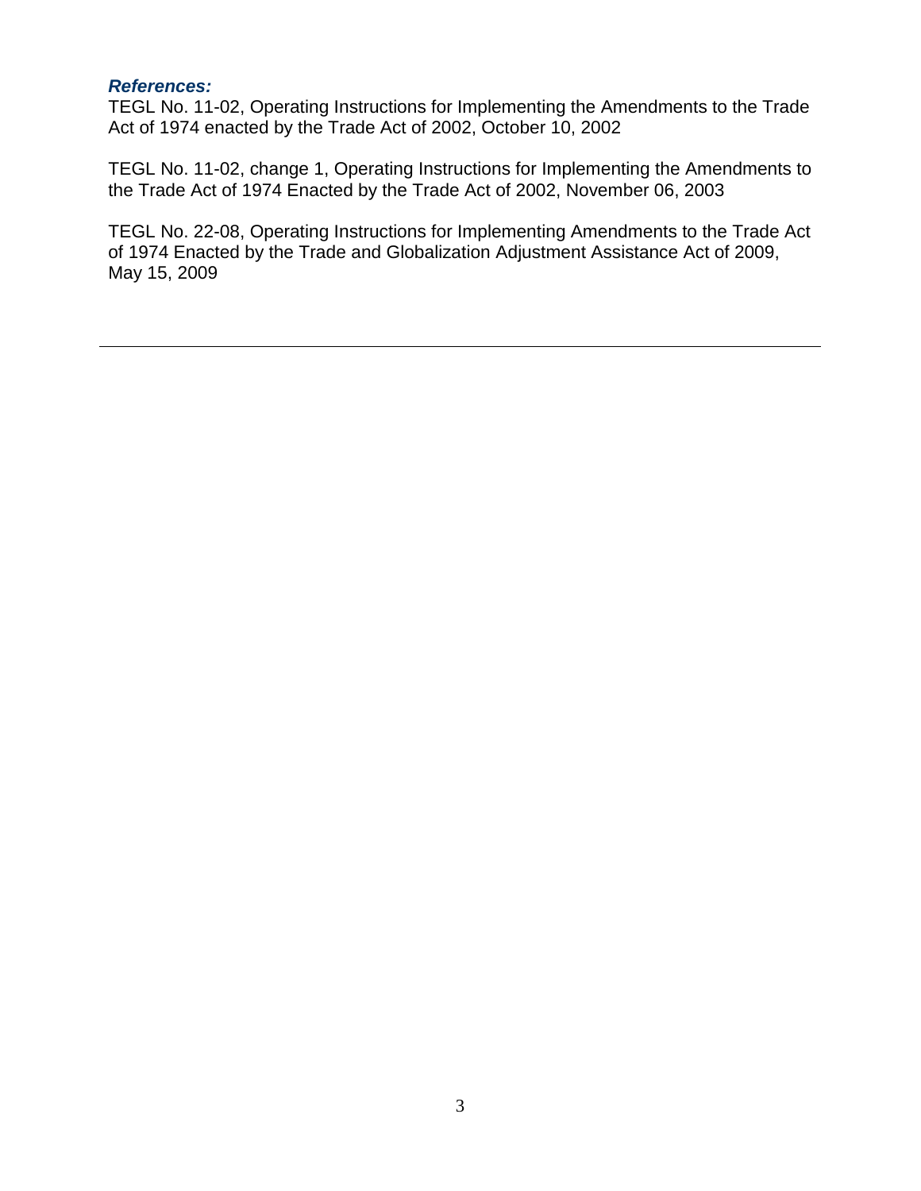***References:***

TEGL No. 11-02, Operating Instructions for Implementing the Amendments to the Trade Act of 1974 enacted by the Trade Act of 2002, October 10, 2002

TEGL No. 11-02, change 1, Operating Instructions for Implementing the Amendments to the Trade Act of 1974 Enacted by the Trade Act of 2002, November 06, 2003

TEGL No. 22-08, Operating Instructions for Implementing Amendments to the Trade Act of 1974 Enacted by the Trade and Globalization Adjustment Assistance Act of 2009, May 15, 2009

---